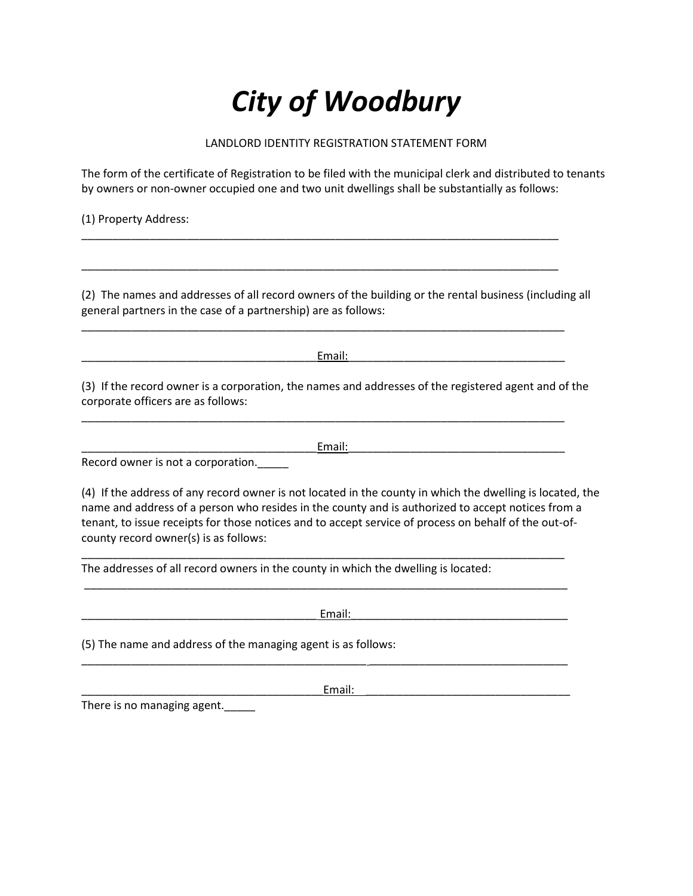# *City of Woodbury*

LANDLORD IDENTITY REGISTRATION STATEMENT FORM

The form of the certificate of Registration to be filed with the municipal clerk and distributed to tenants by owners or non-owner occupied one and two unit dwellings shall be substantially as follows:

(1) Property Address:

_______________________________________________________________________________

_______________________________________________________________________________

(2) The names and addresses of all record owners of the building or the rental business (including all general partners in the case of a partnership) are as follows:

_______________________________________________________________________________

______________________________________Email:___________________________________

(3) If the record owner is a corporation, the names and addresses of the registered agent and of the corporate officers are as follows:

_______________________________________________________________________________

______________________________________Email:___________________________________

Record owner is not a corporation._____

(4) If the address of any record owner is not located in the county in which the dwelling is located, the name and address of a person who resides in the county and is authorized to accept notices from a tenant, to issue receipts for those notices and to accept service of process on behalf of the out-of-county record owner(s) is as follows:

_______________________________________________________________________________

The addresses of all record owners in the county in which the dwelling is located:

_______________________________________________________________________________

______________________________________Email:___________________________________

(5) The name and address of the managing agent is as follows:

_______________________________________________________________________________

______________________________________Email: _________________________________

There is no managing agent._____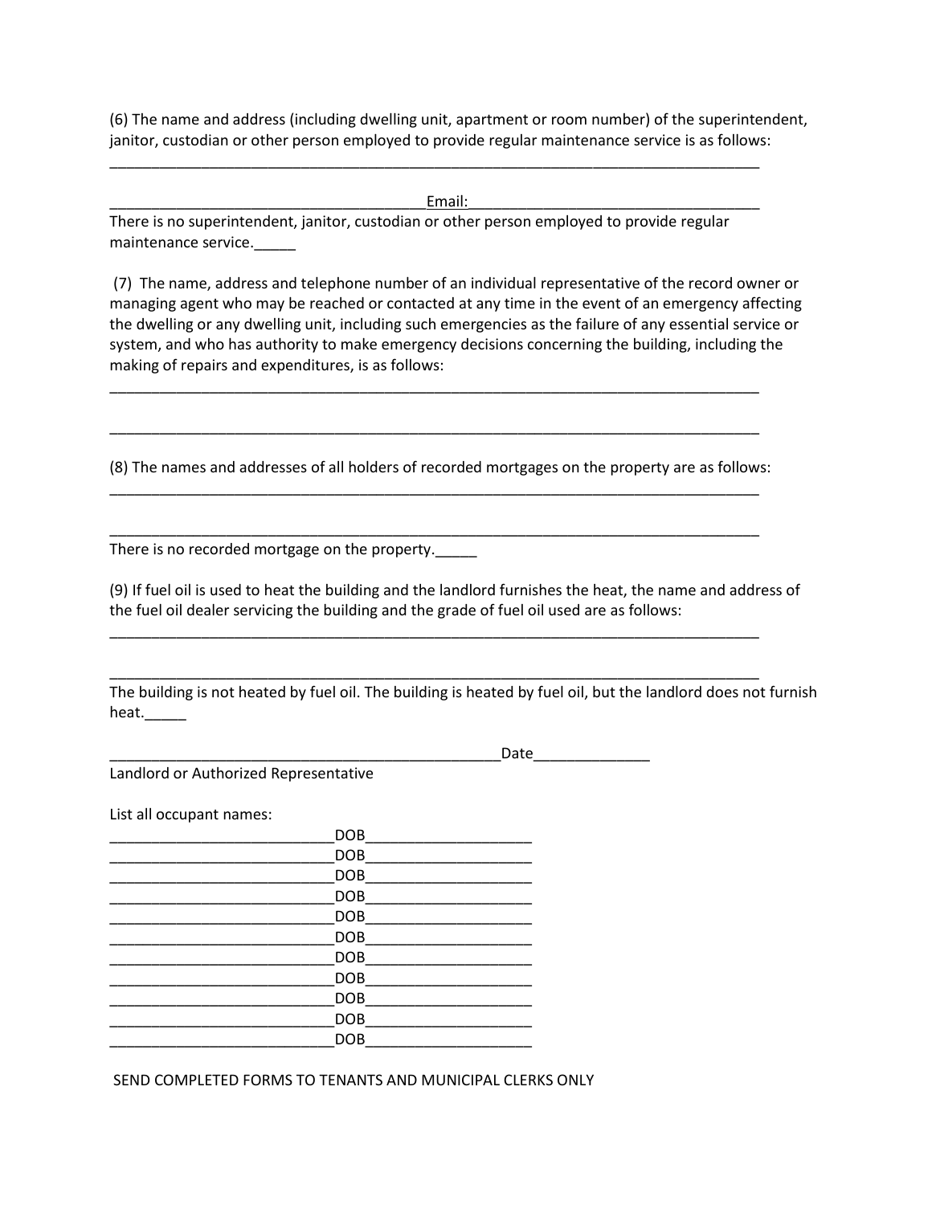(6) The name and address (including dwelling unit, apartment or room number) of the superintendent, janitor, custodian or other person employed to provide regular maintenance service is as follows:

_____________________________________________________________________________________

_________________________________________Email:_____________________________________

There is no superintendent, janitor, custodian or other person employed to provide regular maintenance service._____

(7) The name, address and telephone number of an individual representative of the record owner or managing agent who may be reached or contacted at any time in the event of an emergency affecting the dwelling or any dwelling unit, including such emergencies as the failure of any essential service or system, and who has authority to make emergency decisions concerning the building, including the making of repairs and expenditures, is as follows:

_____________________________________________________________________________________

_____________________________________________________________________________________

(8) The names and addresses of all holders of recorded mortgages on the property are as follows:

_____________________________________________________________________________________

_____________________________________________________________________________________

There is no recorded mortgage on the property._____

(9) If fuel oil is used to heat the building and the landlord furnishes the heat, the name and address of the fuel oil dealer servicing the building and the grade of fuel oil used are as follows:

_____________________________________________________________________________________

_____________________________________________________________________________________

The building is not heated by fuel oil. The building is heated by fuel oil, but the landlord does not furnish heat._____

___________________________________________________Date______________

Landlord or Authorized Representative

List all occupant names:

_____________________________DOB_____________________

_____________________________DOB_____________________

_____________________________DOB_____________________

_____________________________DOB_____________________

_____________________________DOB_____________________

_____________________________DOB_____________________

_____________________________DOB_____________________

_____________________________DOB_____________________

_____________________________DOB_____________________

_____________________________DOB_____________________

_____________________________DOB_____________________

SEND COMPLETED FORMS TO TENANTS AND MUNICIPAL CLERKS ONLY